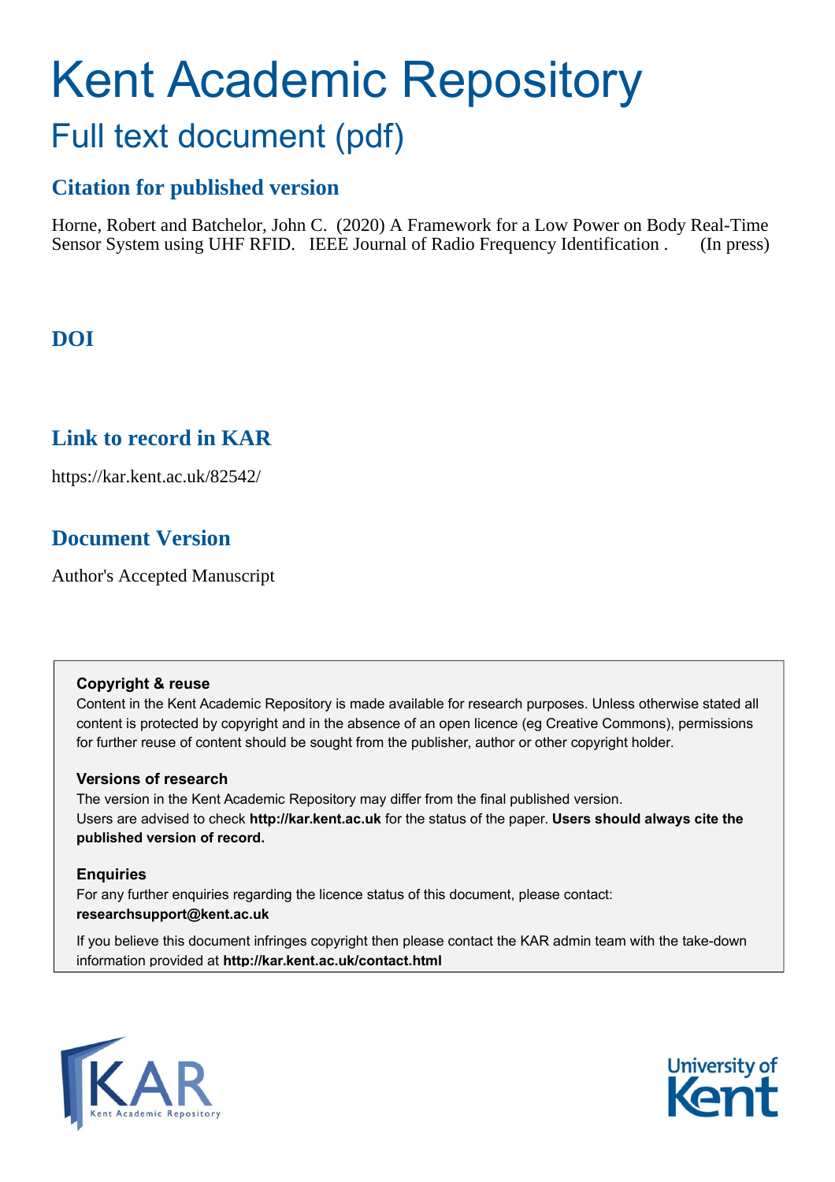# Kent Academic Repository

## Full text document (pdf)

### Citation for published version

Horne, Robert and Batchelor, John C. (2020) A Framework for a Low Power on Body Real-Time Sensor System using UHF RFID. IEEE Journal of Radio Frequency Identification . (In press)

### DOI

### Link to record in KAR

https://kar.kent.ac.uk/82542/

### Document Version

Author's Accepted Manuscript

**Copyright & reuse**

Content in the Kent Academic Repository is made available for research purposes. Unless otherwise stated all content is protected by copyright and in the absence of an open licence (eg Creative Commons), permissions for further reuse of content should be sought from the publisher, author or other copyright holder.

**Versions of research**

The version in the Kent Academic Repository may differ from the final published version. Users are advised to check **http://kar.kent.ac.uk** for the status of the paper. **Users should always cite the published version of record.**

**Enquiries**

For any further enquiries regarding the licence status of this document, please contact: **researchsupport@kent.ac.uk**

If you believe this document infringes copyright then please contact the KAR admin team with the take-down information provided at **http://kar.kent.ac.uk/contact.html**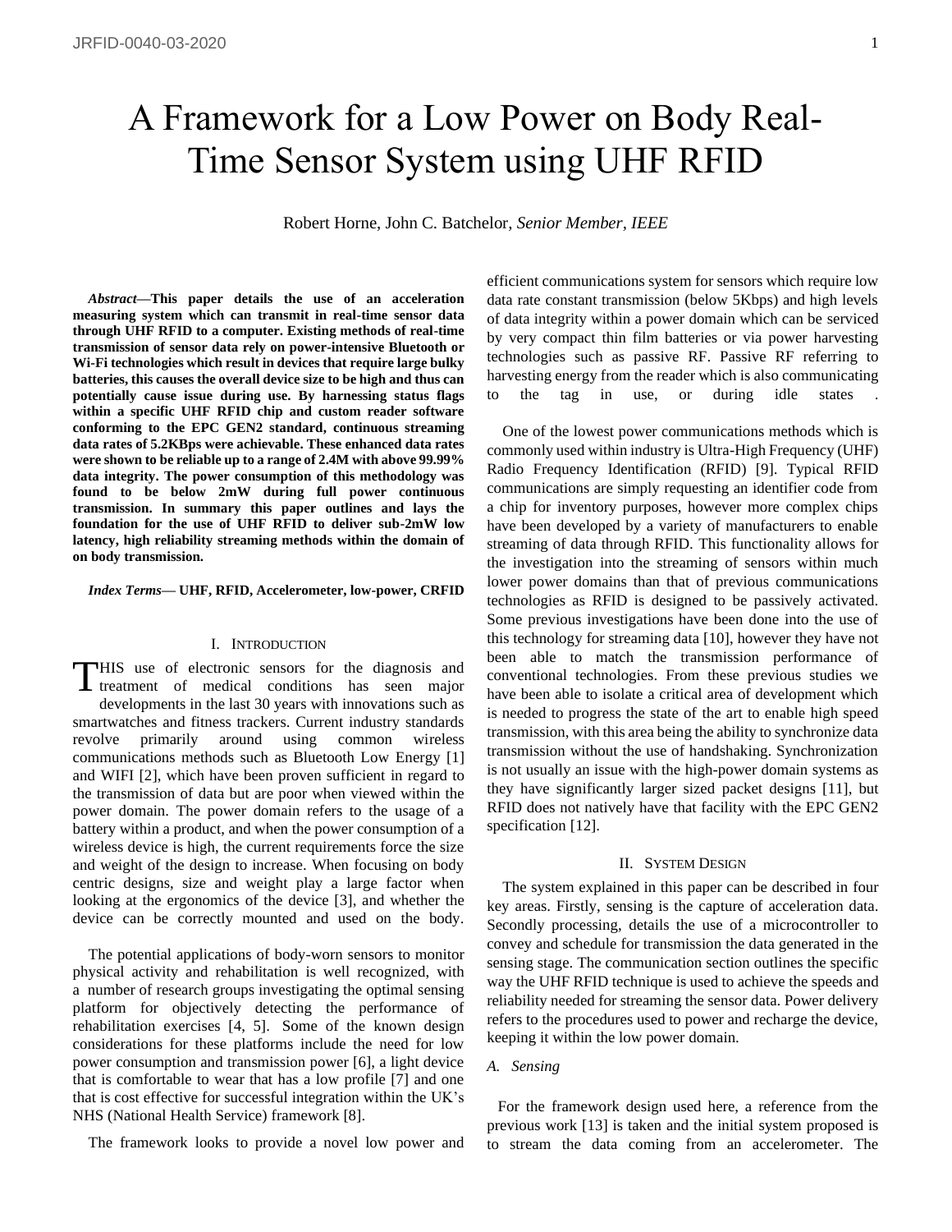# A Framework for a Low Power on Body Real-Time Sensor System using UHF RFID

Robert Horne, John C. Batchelor, *Senior Member, IEEE*

***Abstract*—This paper details the use of an acceleration measuring system which can transmit in real-time sensor data through UHF RFID to a computer. Existing methods of real-time transmission of sensor data rely on power-intensive Bluetooth or Wi-Fi technologies which result in devices that require large bulky batteries, this causes the overall device size to be high and thus can potentially cause issue during use. By harnessing status flags within a specific UHF RFID chip and custom reader software conforming to the EPC GEN2 standard, continuous streaming data rates of 5.2KBps were achievable. These enhanced data rates were shown to be reliable up to a range of 2.4M with above 99.99% data integrity. The power consumption of this methodology was found to be below 2mW during full power continuous transmission. In summary this paper outlines and lays the foundation for the use of UHF RFID to deliver sub-2mW low latency, high reliability streaming methods within the domain of on body transmission.**

***Index Terms*— UHF, RFID, Accelerometer, low-power, CRFID**

## I. Introduction

THIS use of electronic sensors for the diagnosis and treatment of medical conditions has seen major developments in the last 30 years with innovations such as smartwatches and fitness trackers. Current industry standards revolve primarily around using common wireless communications methods such as Bluetooth Low Energy [1] and WIFI [2], which have been proven sufficient in regard to the transmission of data but are poor when viewed within the power domain. The power domain refers to the usage of a battery within a product, and when the power consumption of a wireless device is high, the current requirements force the size and weight of the design to increase. When focusing on body centric designs, size and weight play a large factor when looking at the ergonomics of the device [3], and whether the device can be correctly mounted and used on the body.

The potential applications of body-worn sensors to monitor physical activity and rehabilitation is well recognized, with a number of research groups investigating the optimal sensing platform for objectively detecting the performance of rehabilitation exercises [4, 5]. Some of the known design considerations for these platforms include the need for low power consumption and transmission power [6], a light device that is comfortable to wear that has a low profile [7] and one that is cost effective for successful integration within the UK's NHS (National Health Service) framework [8].

The framework looks to provide a novel low power and efficient communications system for sensors which require low data rate constant transmission (below 5Kbps) and high levels of data integrity within a power domain which can be serviced by very compact thin film batteries or via power harvesting technologies such as passive RF. Passive RF referring to harvesting energy from the reader which is also communicating to the tag in use, or during idle states .

One of the lowest power communications methods which is commonly used within industry is Ultra-High Frequency (UHF) Radio Frequency Identification (RFID) [9]. Typical RFID communications are simply requesting an identifier code from a chip for inventory purposes, however more complex chips have been developed by a variety of manufacturers to enable streaming of data through RFID. This functionality allows for the investigation into the streaming of sensors within much lower power domains than that of previous communications technologies as RFID is designed to be passively activated. Some previous investigations have been done into the use of this technology for streaming data [10], however they have not been able to match the transmission performance of conventional technologies. From these previous studies we have been able to isolate a critical area of development which is needed to progress the state of the art to enable high speed transmission, with this area being the ability to synchronize data transmission without the use of handshaking. Synchronization is not usually an issue with the high-power domain systems as they have significantly larger sized packet designs [11], but RFID does not natively have that facility with the EPC GEN2 specification [12].

## II. System Design

The system explained in this paper can be described in four key areas. Firstly, sensing is the capture of acceleration data. Secondly processing, details the use of a microcontroller to convey and schedule for transmission the data generated in the sensing stage. The communication section outlines the specific way the UHF RFID technique is used to achieve the speeds and reliability needed for streaming the sensor data. Power delivery refers to the procedures used to power and recharge the device, keeping it within the low power domain.

### A. Sensing

For the framework design used here, a reference from the previous work [13] is taken and the initial system proposed is to stream the data coming from an accelerometer. The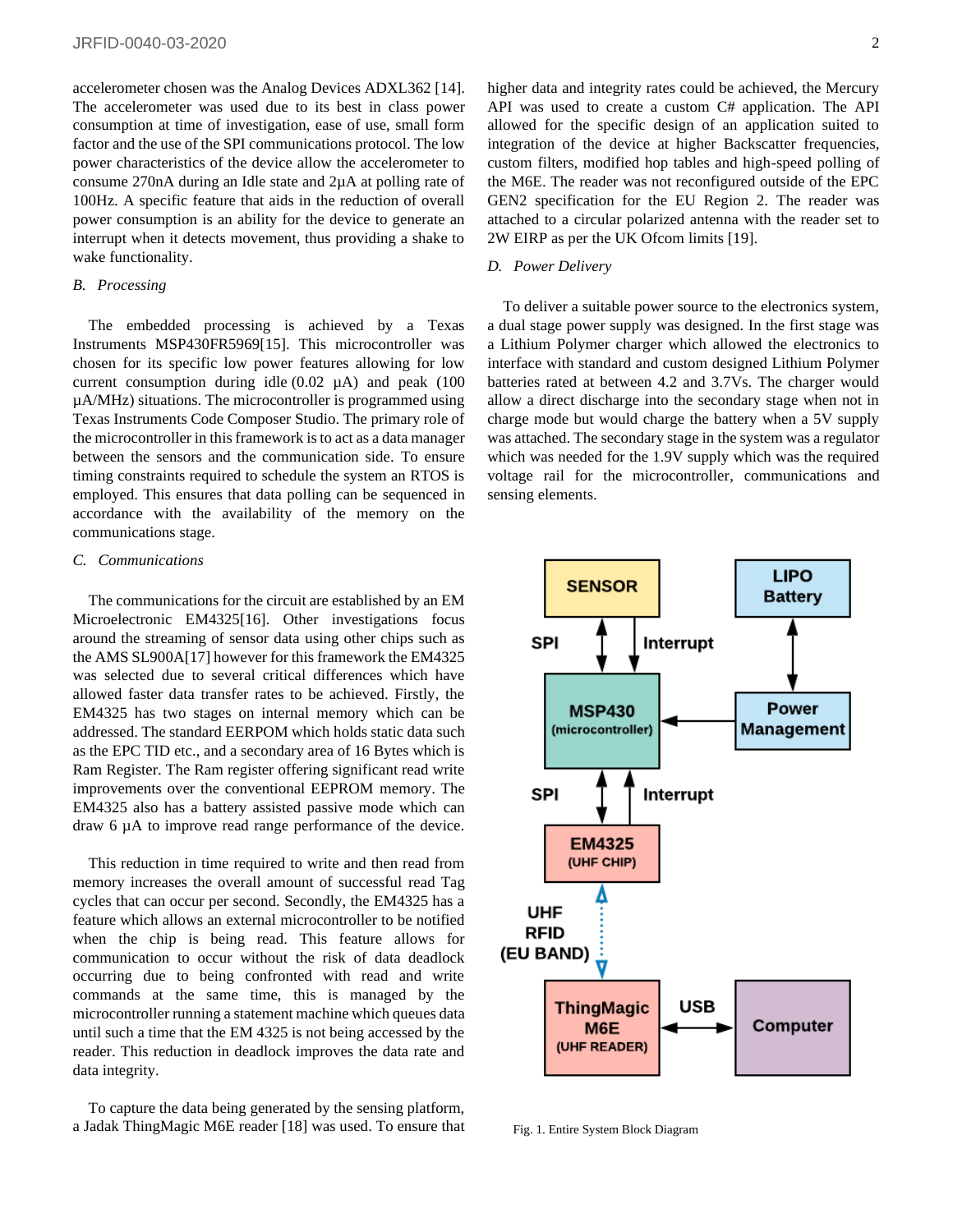accelerometer chosen was the Analog Devices ADXL362 [14]. The accelerometer was used due to its best in class power consumption at time of investigation, ease of use, small form factor and the use of the SPI communications protocol. The low power characteristics of the device allow the accelerometer to consume 270nA during an Idle state and 2µA at polling rate of 100Hz. A specific feature that aids in the reduction of overall power consumption is an ability for the device to generate an interrupt when it detects movement, thus providing a shake to wake functionality.

### *B. Processing*

The embedded processing is achieved by a Texas Instruments MSP430FR5969[15]. This microcontroller was chosen for its specific low power features allowing for low current consumption during idle (0.02 µA) and peak (100 µA/MHz) situations. The microcontroller is programmed using Texas Instruments Code Composer Studio. The primary role of the microcontroller in this framework is to act as a data manager between the sensors and the communication side. To ensure timing constraints required to schedule the system an RTOS is employed. This ensures that data polling can be sequenced in accordance with the availability of the memory on the communications stage.

### *C. Communications*

The communications for the circuit are established by an EM Microelectronic EM4325[16]. Other investigations focus around the streaming of sensor data using other chips such as the AMS SL900A[17] however for this framework the EM4325 was selected due to several critical differences which have allowed faster data transfer rates to be achieved. Firstly, the EM4325 has two stages on internal memory which can be addressed. The standard EERPOM which holds static data such as the EPC TID etc., and a secondary area of 16 Bytes which is Ram Register. The Ram register offering significant read write improvements over the conventional EEPROM memory. The EM4325 also has a battery assisted passive mode which can draw 6 µA to improve read range performance of the device.

This reduction in time required to write and then read from memory increases the overall amount of successful read Tag cycles that can occur per second. Secondly, the EM4325 has a feature which allows an external microcontroller to be notified when the chip is being read. This feature allows for communication to occur without the risk of data deadlock occurring due to being confronted with read and write commands at the same time, this is managed by the microcontroller running a statement machine which queues data until such a time that the EM 4325 is not being accessed by the reader. This reduction in deadlock improves the data rate and data integrity.

To capture the data being generated by the sensing platform, a Jadak ThingMagic M6E reader [18] was used. To ensure that higher data and integrity rates could be achieved, the Mercury API was used to create a custom C# application. The API allowed for the specific design of an application suited to integration of the device at higher Backscatter frequencies, custom filters, modified hop tables and high-speed polling of the M6E. The reader was not reconfigured outside of the EPC GEN2 specification for the EU Region 2. The reader was attached to a circular polarized antenna with the reader set to 2W EIRP as per the UK Ofcom limits [19].

### *D. Power Delivery*

To deliver a suitable power source to the electronics system, a dual stage power supply was designed. In the first stage was a Lithium Polymer charger which allowed the electronics to interface with standard and custom designed Lithium Polymer batteries rated at between 4.2 and 3.7Vs. The charger would allow a direct discharge into the secondary stage when not in charge mode but would charge the battery when a 5V supply was attached. The secondary stage in the system was a regulator which was needed for the 1.9V supply which was the required voltage rail for the microcontroller, communications and sensing elements.

Fig. 1. Entire System Block Diagram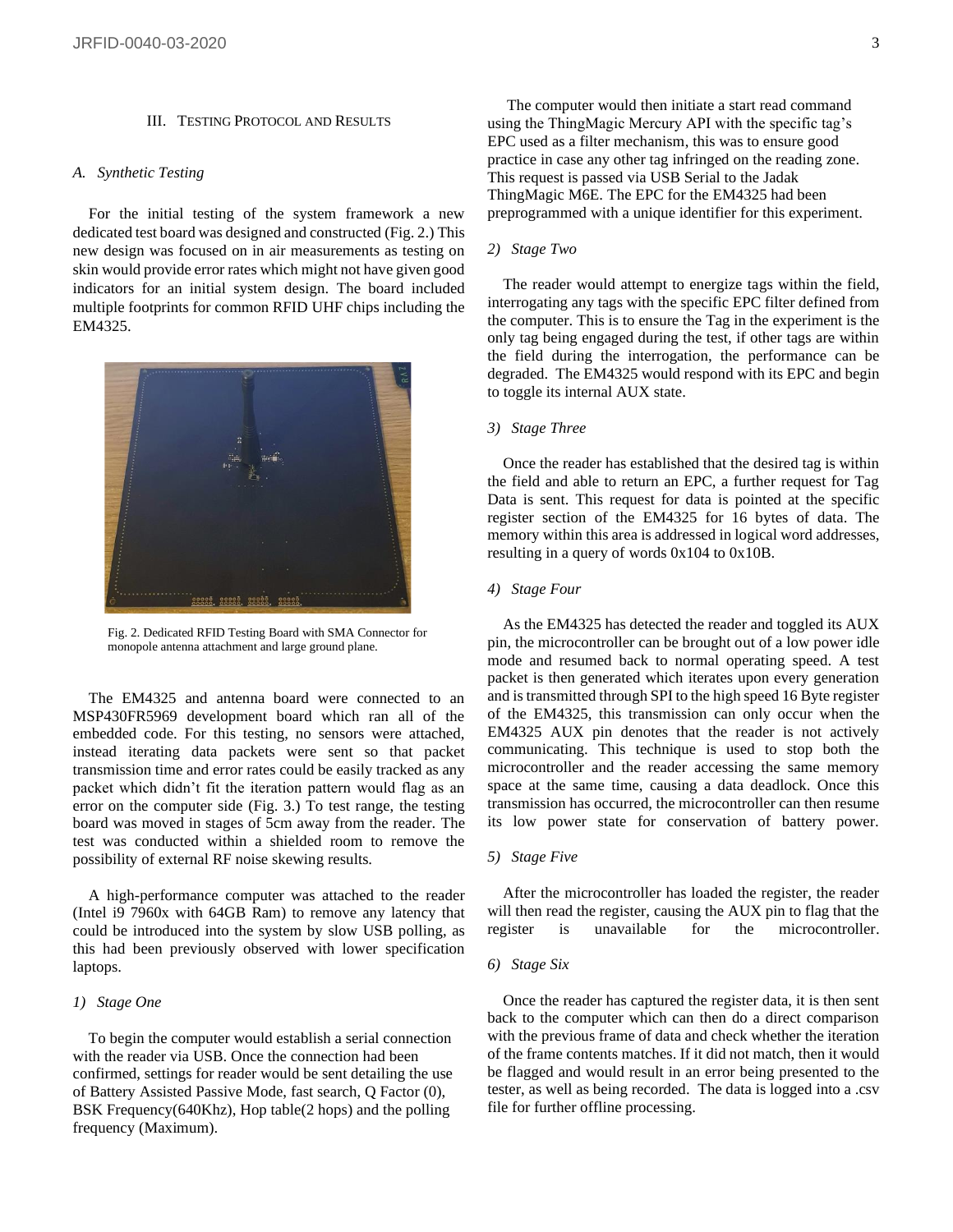## III. Testing Protocol and Results

### A. Synthetic Testing

For the initial testing of the system framework a new dedicated test board was designed and constructed (Fig. 2.) This new design was focused on in air measurements as testing on skin would provide error rates which might not have given good indicators for an initial system design. The board included multiple footprints for common RFID UHF chips including the EM4325.

Fig. 2. Dedicated RFID Testing Board with SMA Connector for monopole antenna attachment and large ground plane.

The EM4325 and antenna board were connected to an MSP430FR5969 development board which ran all of the embedded code. For this testing, no sensors were attached, instead iterating data packets were sent so that packet transmission time and error rates could be easily tracked as any packet which didn't fit the iteration pattern would flag as an error on the computer side (Fig. 3.) To test range, the testing board was moved in stages of 5cm away from the reader. The test was conducted within a shielded room to remove the possibility of external RF noise skewing results.

A high-performance computer was attached to the reader (Intel i9 7960x with 64GB Ram) to remove any latency that could be introduced into the system by slow USB polling, as this had been previously observed with lower specification laptops.

#### 1) Stage One

To begin the computer would establish a serial connection with the reader via USB. Once the connection had been confirmed, settings for reader would be sent detailing the use of Battery Assisted Passive Mode, fast search, Q Factor (0), BSK Frequency(640Khz), Hop table(2 hops) and the polling frequency (Maximum).

The computer would then initiate a start read command using the ThingMagic Mercury API with the specific tag's EPC used as a filter mechanism, this was to ensure good practice in case any other tag infringed on the reading zone. This request is passed via USB Serial to the Jadak ThingMagic M6E. The EPC for the EM4325 had been preprogrammed with a unique identifier for this experiment.

#### 2) Stage Two

The reader would attempt to energize tags within the field, interrogating any tags with the specific EPC filter defined from the computer. This is to ensure the Tag in the experiment is the only tag being engaged during the test, if other tags are within the field during the interrogation, the performance can be degraded. The EM4325 would respond with its EPC and begin to toggle its internal AUX state.

#### 3) Stage Three

Once the reader has established that the desired tag is within the field and able to return an EPC, a further request for Tag Data is sent. This request for data is pointed at the specific register section of the EM4325 for 16 bytes of data. The memory within this area is addressed in logical word addresses, resulting in a query of words 0x104 to 0x10B.

#### 4) Stage Four

As the EM4325 has detected the reader and toggled its AUX pin, the microcontroller can be brought out of a low power idle mode and resumed back to normal operating speed. A test packet is then generated which iterates upon every generation and is transmitted through SPI to the high speed 16 Byte register of the EM4325, this transmission can only occur when the EM4325 AUX pin denotes that the reader is not actively communicating. This technique is used to stop both the microcontroller and the reader accessing the same memory space at the same time, causing a data deadlock. Once this transmission has occurred, the microcontroller can then resume its low power state for conservation of battery power.

#### 5) Stage Five

After the microcontroller has loaded the register, the reader will then read the register, causing the AUX pin to flag that the register is unavailable for the microcontroller.

#### 6) Stage Six

Once the reader has captured the register data, it is then sent back to the computer which can then do a direct comparison with the previous frame of data and check whether the iteration of the frame contents matches. If it did not match, then it would be flagged and would result in an error being presented to the tester, as well as being recorded. The data is logged into a .csv file for further offline processing.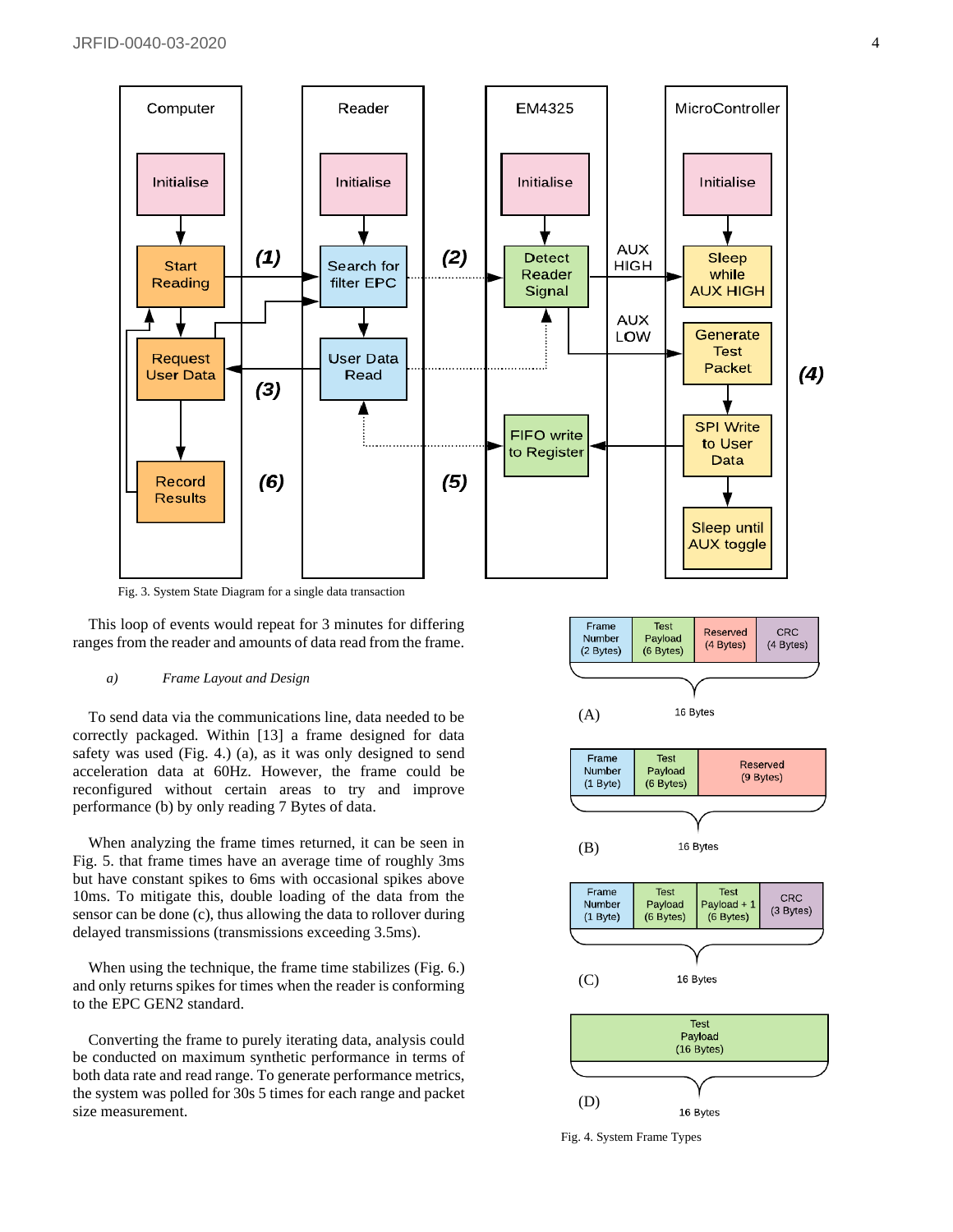Fig. 3. System State Diagram for a single data transaction

This loop of events would repeat for 3 minutes for differing ranges from the reader and amounts of data read from the frame.

*a) Frame Layout and Design*

To send data via the communications line, data needed to be correctly packaged. Within [13] a frame designed for data safety was used (Fig. 4.) (a), as it was only designed to send acceleration data at 60Hz. However, the frame could be reconfigured without certain areas to try and improve performance (b) by only reading 7 Bytes of data.

When analyzing the frame times returned, it can be seen in Fig. 5. that frame times have an average time of roughly 3ms but have constant spikes to 6ms with occasional spikes above 10ms. To mitigate this, double loading of the data from the sensor can be done (c), thus allowing the data to rollover during delayed transmissions (transmissions exceeding 3.5ms).

When using the technique, the frame time stabilizes (Fig. 6.) and only returns spikes for times when the reader is conforming to the EPC GEN2 standard.

Converting the frame to purely iterating data, analysis could be conducted on maximum synthetic performance in terms of both data rate and read range. To generate performance metrics, the system was polled for 30s 5 times for each range and packet size measurement.

Fig. 4. System Frame Types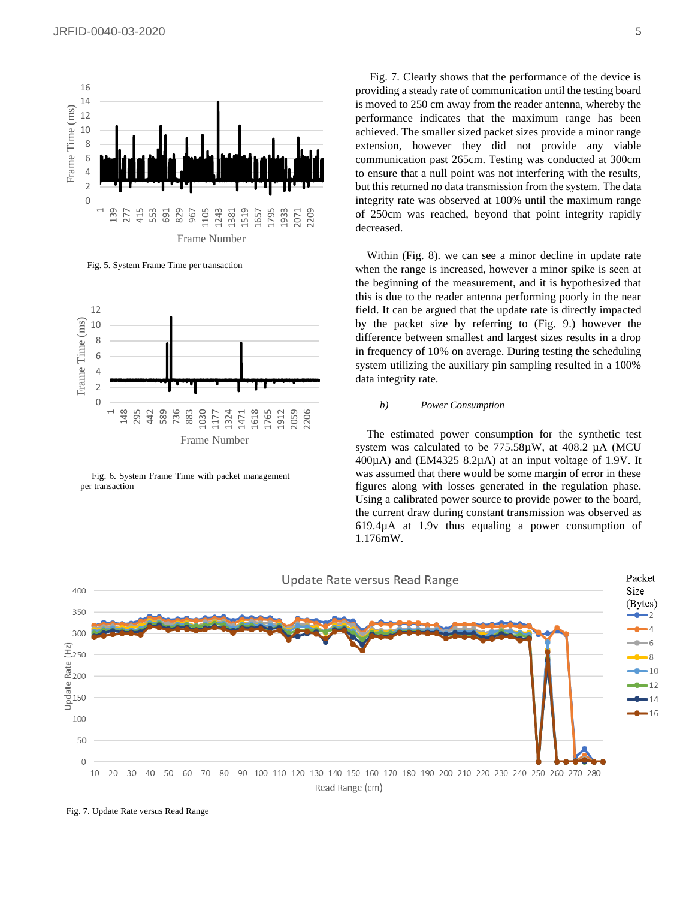Fig. 5. System Frame Time per transaction

Fig. 6. System Frame Time with packet management per transaction

Fig. 7. Clearly shows that the performance of the device is providing a steady rate of communication until the testing board is moved to 250 cm away from the reader antenna, whereby the performance indicates that the maximum range has been achieved. The smaller sized packet sizes provide a minor range extension, however they did not provide any viable communication past 265cm. Testing was conducted at 300cm to ensure that a null point was not interfering with the results, but this returned no data transmission from the system. The data integrity rate was observed at 100% until the maximum range of 250cm was reached, beyond that point integrity rapidly decreased.

Within (Fig. 8). we can see a minor decline in update rate when the range is increased, however a minor spike is seen at the beginning of the measurement, and it is hypothesized that this is due to the reader antenna performing poorly in the near field. It can be argued that the update rate is directly impacted by the packet size by referring to (Fig. 9.) however the difference between smallest and largest sizes results in a drop in frequency of 10% on average. During testing the scheduling system utilizing the auxiliary pin sampling resulted in a 100% data integrity rate.

*b) Power Consumption*

The estimated power consumption for the synthetic test system was calculated to be 775.58µW, at 408.2 µA (MCU 400µA) and (EM4325 8.2µA) at an input voltage of 1.9V. It was assumed that there would be some margin of error in these figures along with losses generated in the regulation phase. Using a calibrated power source to provide power to the board, the current draw during constant transmission was observed as 619.4µA at 1.9v thus equaling a power consumption of 1.176mW.

Fig. 7. Update Rate versus Read Range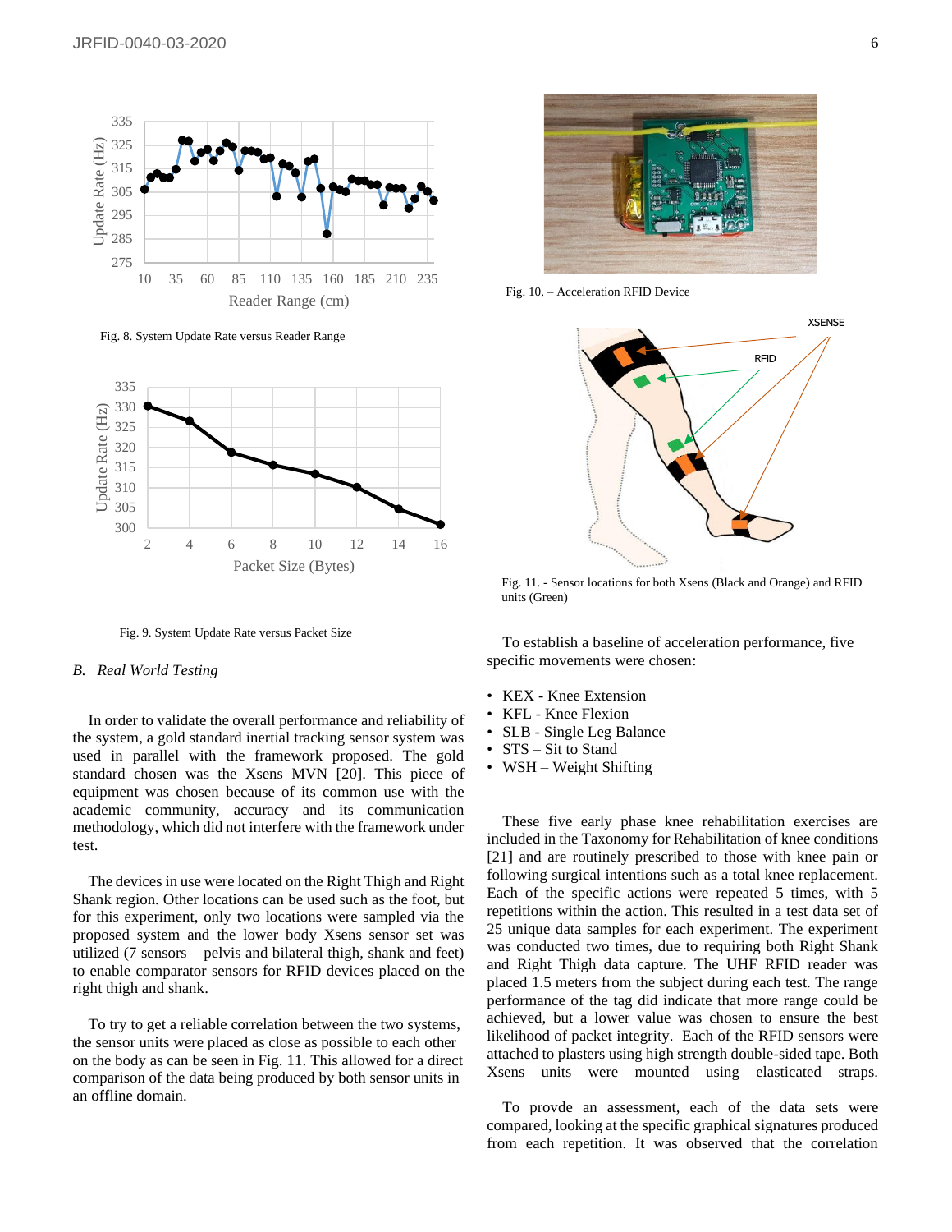Fig. 8. System Update Rate versus Reader Range

Fig. 9. System Update Rate versus Packet Size

## B. *Real World Testing*

In order to validate the overall performance and reliability of the system, a gold standard inertial tracking sensor system was used in parallel with the framework proposed. The gold standard chosen was the Xsens MVN [20]. This piece of equipment was chosen because of its common use with the academic community, accuracy and its communication methodology, which did not interfere with the framework under test.

The devices in use were located on the Right Thigh and Right Shank region. Other locations can be used such as the foot, but for this experiment, only two locations were sampled via the proposed system and the lower body Xsens sensor set was utilized (7 sensors – pelvis and bilateral thigh, shank and feet) to enable comparator sensors for RFID devices placed on the right thigh and shank.

To try to get a reliable correlation between the two systems, the sensor units were placed as close as possible to each other on the body as can be seen in Fig. 11. This allowed for a direct comparison of the data being produced by both sensor units in an offline domain.

Fig. 10. – Acceleration RFID Device

Fig. 11. - Sensor locations for both Xsens (Black and Orange) and RFID units (Green)

To establish a baseline of acceleration performance, five specific movements were chosen:

- KEX - Knee Extension
- KFL - Knee Flexion
- SLB - Single Leg Balance
- STS – Sit to Stand
- WSH – Weight Shifting

These five early phase knee rehabilitation exercises are included in the Taxonomy for Rehabilitation of knee conditions [21] and are routinely prescribed to those with knee pain or following surgical intentions such as a total knee replacement. Each of the specific actions were repeated 5 times, with 5 repetitions within the action. This resulted in a test data set of 25 unique data samples for each experiment. The experiment was conducted two times, due to requiring both Right Shank and Right Thigh data capture. The UHF RFID reader was placed 1.5 meters from the subject during each test. The range performance of the tag did indicate that more range could be achieved, but a lower value was chosen to ensure the best likelihood of packet integrity. Each of the RFID sensors were attached to plasters using high strength double-sided tape. Both Xsens units were mounted using elasticated straps.

To provde an assessment, each of the data sets were compared, looking at the specific graphical signatures produced from each repetition. It was observed that the correlation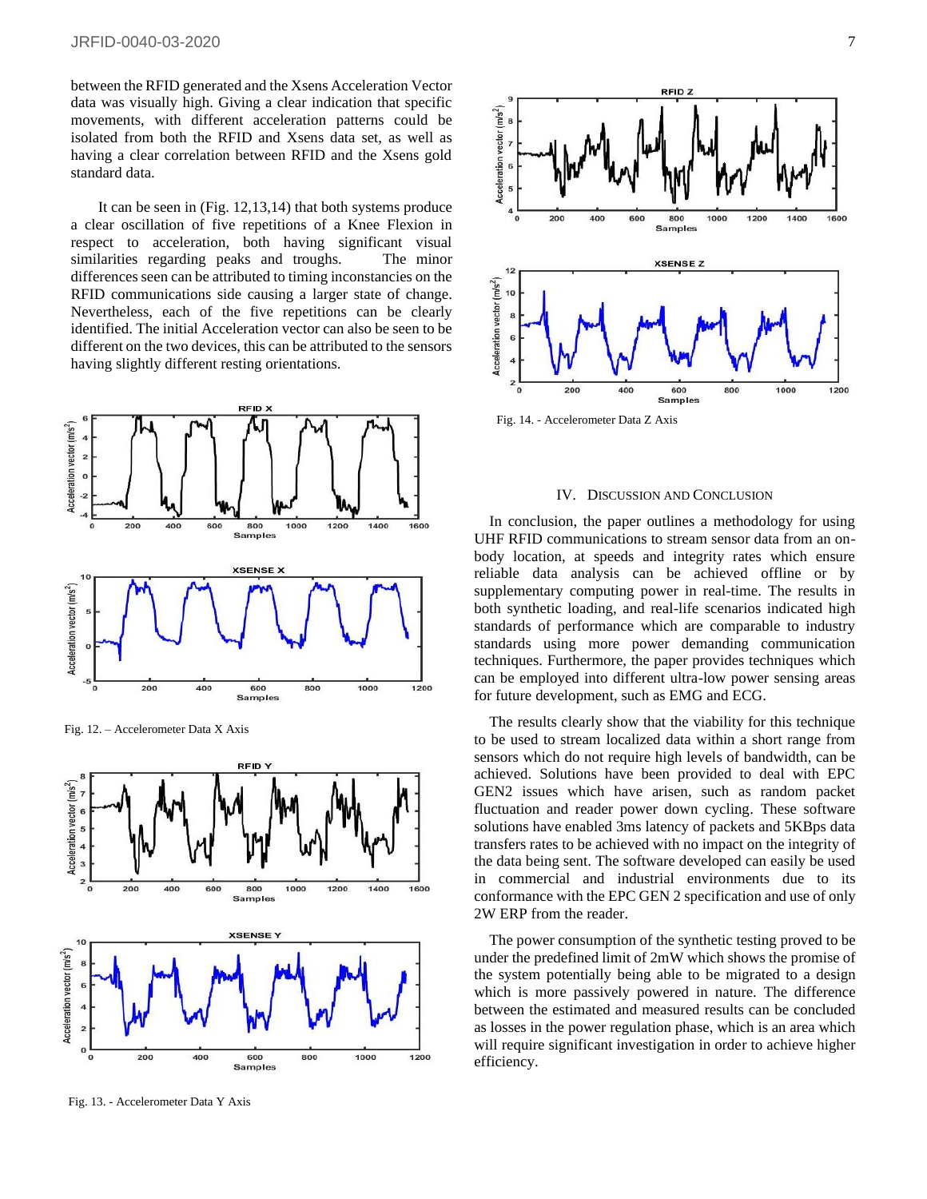between the RFID generated and the Xsens Acceleration Vector data was visually high. Giving a clear indication that specific movements, with different acceleration patterns could be isolated from both the RFID and Xsens data set, as well as having a clear correlation between RFID and the Xsens gold standard data.

It can be seen in (Fig. 12,13,14) that both systems produce a clear oscillation of five repetitions of a Knee Flexion in respect to acceleration, both having significant visual similarities regarding peaks and troughs. The minor differences seen can be attributed to timing inconstancies on the RFID communications side causing a larger state of change. Nevertheless, each of the five repetitions can be clearly identified. The initial Acceleration vector can also be seen to be different on the two devices, this can be attributed to the sensors having slightly different resting orientations.

Fig. 12. – Accelerometer Data X Axis

Fig. 13. - Accelerometer Data Y Axis

Fig. 14. - Accelerometer Data Z Axis

## IV. Discussion and Conclusion

In conclusion, the paper outlines a methodology for using UHF RFID communications to stream sensor data from an on-body location, at speeds and integrity rates which ensure reliable data analysis can be achieved offline or by supplementary computing power in real-time. The results in both synthetic loading, and real-life scenarios indicated high standards of performance which are comparable to industry standards using more power demanding communication techniques. Furthermore, the paper provides techniques which can be employed into different ultra-low power sensing areas for future development, such as EMG and ECG.

The results clearly show that the viability for this technique to be used to stream localized data within a short range from sensors which do not require high levels of bandwidth, can be achieved. Solutions have been provided to deal with EPC GEN2 issues which have arisen, such as random packet fluctuation and reader power down cycling. These software solutions have enabled 3ms latency of packets and 5KBps data transfers rates to be achieved with no impact on the integrity of the data being sent. The software developed can easily be used in commercial and industrial environments due to its conformance with the EPC GEN 2 specification and use of only 2W ERP from the reader.

The power consumption of the synthetic testing proved to be under the predefined limit of 2mW which shows the promise of the system potentially being able to be migrated to a design which is more passively powered in nature. The difference between the estimated and measured results can be concluded as losses in the power regulation phase, which is an area which will require significant investigation in order to achieve higher efficiency.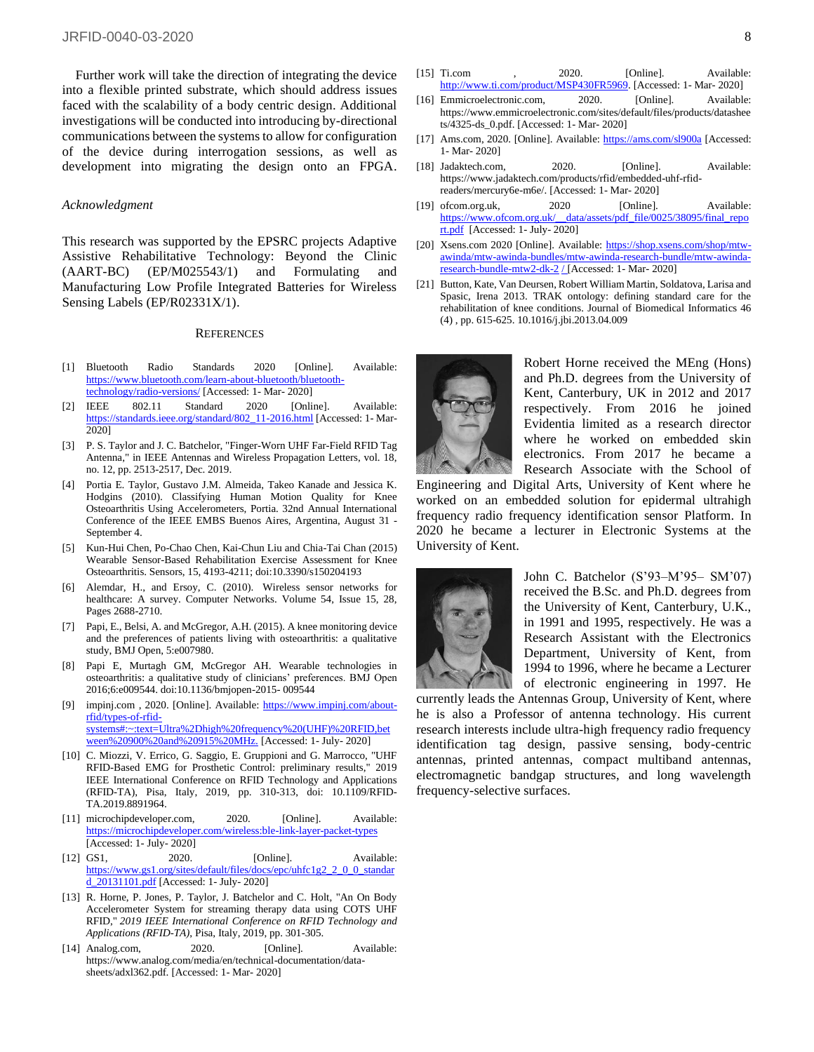Further work will take the direction of integrating the device into a flexible printed substrate, which should address issues faced with the scalability of a body centric design. Additional investigations will be conducted into introducing by-directional communications between the systems to allow for configuration of the device during interrogation sessions, as well as development into migrating the design onto an FPGA.

*Acknowledgment*

This research was supported by the EPSRC projects Adaptive Assistive Rehabilitative Technology: Beyond the Clinic (AART-BC) (EP/M025543/1) and Formulating and Manufacturing Low Profile Integrated Batteries for Wireless Sensing Labels (EP/R02331X/1).

## References

[1] Bluetooth Radio Standards 2020 [Online]. Available: https://www.bluetooth.com/learn-about-bluetooth/bluetooth-technology/radio-versions/ [Accessed: 1- Mar- 2020]

[2] IEEE 802.11 Standard 2020 [Online]. Available: https://standards.ieee.org/standard/802_11-2016.html [Accessed: 1- Mar- 2020]

[3] P. S. Taylor and J. C. Batchelor, "Finger-Worn UHF Far-Field RFID Tag Antenna," in IEEE Antennas and Wireless Propagation Letters, vol. 18, no. 12, pp. 2513-2517, Dec. 2019.

[4] Portia E. Taylor, Gustavo J.M. Almeida, Takeo Kanade and Jessica K. Hodgins (2010). Classifying Human Motion Quality for Knee Osteoarthritis Using Accelerometers, Portia. 32nd Annual International Conference of the IEEE EMBS Buenos Aires, Argentina, August 31 - September 4.

[5] Kun-Hui Chen, Po-Chao Chen, Kai-Chun Liu and Chia-Tai Chan (2015) Wearable Sensor-Based Rehabilitation Exercise Assessment for Knee Osteoarthritis. Sensors, 15, 4193-4211; doi:10.3390/s150204193

[6] Alemdar, H., and Ersoy, C. (2010). Wireless sensor networks for healthcare: A survey. Computer Networks. Volume 54, Issue 15, 28, Pages 2688-2710.

[7] Papi, E., Belsi, A. and McGregor, A.H. (2015). A knee monitoring device and the preferences of patients living with osteoarthritis: a qualitative study, BMJ Open, 5:e007980.

[8] Papi E, Murtagh GM, McGregor AH. Wearable technologies in osteoarthritis: a qualitative study of clinicians' preferences. BMJ Open 2016;6:e009544. doi:10.1136/bmjopen-2015- 009544

[9] impinj.com , 2020. [Online]. Available: https://www.impinj.com/about-rfid/types-of-rfid-systems#:~:text=Ultra%2Dhigh%20frequency%20(UHF)%20RFID,between%20900%20and%20915%20MHz. [Accessed: 1- July- 2020]

[10] C. Miozzi, V. Errico, G. Saggio, E. Gruppioni and G. Marrocco, "UHF RFID-Based EMG for Prosthetic Control: preliminary results," 2019 IEEE International Conference on RFID Technology and Applications (RFID-TA), Pisa, Italy, 2019, pp. 310-313, doi: 10.1109/RFID-TA.2019.8891964.

[11] microchipdeveloper.com, 2020. [Online]. Available: https://microchipdeveloper.com/wireless:ble-link-layer-packet-types [Accessed: 1- July- 2020]

[12] GS1, 2020. [Online]. Available: https://www.gs1.org/sites/default/files/docs/epc/uhfc1g2_2_0_0_standard_20131101.pdf [Accessed: 1- July- 2020]

[13] R. Horne, P. Jones, P. Taylor, J. Batchelor and C. Holt, "An On Body Accelerometer System for streaming therapy data using COTS UHF RFID," *2019 IEEE International Conference on RFID Technology and Applications (RFID-TA)*, Pisa, Italy, 2019, pp. 301-305.

[14] Analog.com, 2020. [Online]. Available: https://www.analog.com/media/en/technical-documentation/data-sheets/adxl362.pdf. [Accessed: 1- Mar- 2020]

[15] Ti.com , 2020. [Online]. Available: http://www.ti.com/product/MSP430FR5969. [Accessed: 1- Mar- 2020]

[16] Emmicroelectronic.com, 2020. [Online]. Available: https://www.emmicroelectronic.com/sites/default/files/products/datasheets/4325-ds_0.pdf. [Accessed: 1- Mar- 2020]

[17] Ams.com, 2020. [Online]. Available: https://ams.com/sl900a [Accessed: 1- Mar- 2020]

[18] Jadaktech.com, 2020. [Online]. Available: https://www.jadaktech.com/products/rfid/embedded-uhf-rfid-readers/mercury6e-m6e/. [Accessed: 1- Mar- 2020]

[19] ofcom.org.uk, 2020 [Online]. Available: https://www.ofcom.org.uk/__data/assets/pdf_file/0025/38095/final_report.pdf [Accessed: 1- July- 2020]

[20] Xsens.com 2020 [Online]. Available: https://shop.xsens.com/shop/mtw-awinda/mtw-awinda-bundles/mtw-awinda-research-bundle/mtw-awinda-research-bundle-mtw2-dk-2 / [Accessed: 1- Mar- 2020]

[21] Button, Kate, Van Deursen, Robert William Martin, Soldatova, Larisa and Spasic, Irena 2013. TRAK ontology: defining standard care for the rehabilitation of knee conditions. Journal of Biomedical Informatics 46 (4) , pp. 615-625. 10.1016/j.jbi.2013.04.009

Robert Horne received the MEng (Hons) and Ph.D. degrees from the University of Kent, Canterbury, UK in 2012 and 2017 respectively. From 2016 he joined Evidentia limited as a research director where he worked on embedded skin electronics. From 2017 he became a Research Associate with the School of Engineering and Digital Arts, University of Kent where he worked on an embedded solution for epidermal ultrahigh frequency radio frequency identification sensor Platform. In 2020 he became a lecturer in Electronic Systems at the University of Kent.

John C. Batchelor (S'93–M'95– SM'07) received the B.Sc. and Ph.D. degrees from the University of Kent, Canterbury, U.K., in 1991 and 1995, respectively. He was a Research Assistant with the Electronics Department, University of Kent, from 1994 to 1996, where he became a Lecturer of electronic engineering in 1997. He currently leads the Antennas Group, University of Kent, where he is also a Professor of antenna technology. His current research interests include ultra-high frequency radio frequency identification tag design, passive sensing, body-centric antennas, printed antennas, compact multiband antennas, electromagnetic bandgap structures, and long wavelength frequency-selective surfaces.